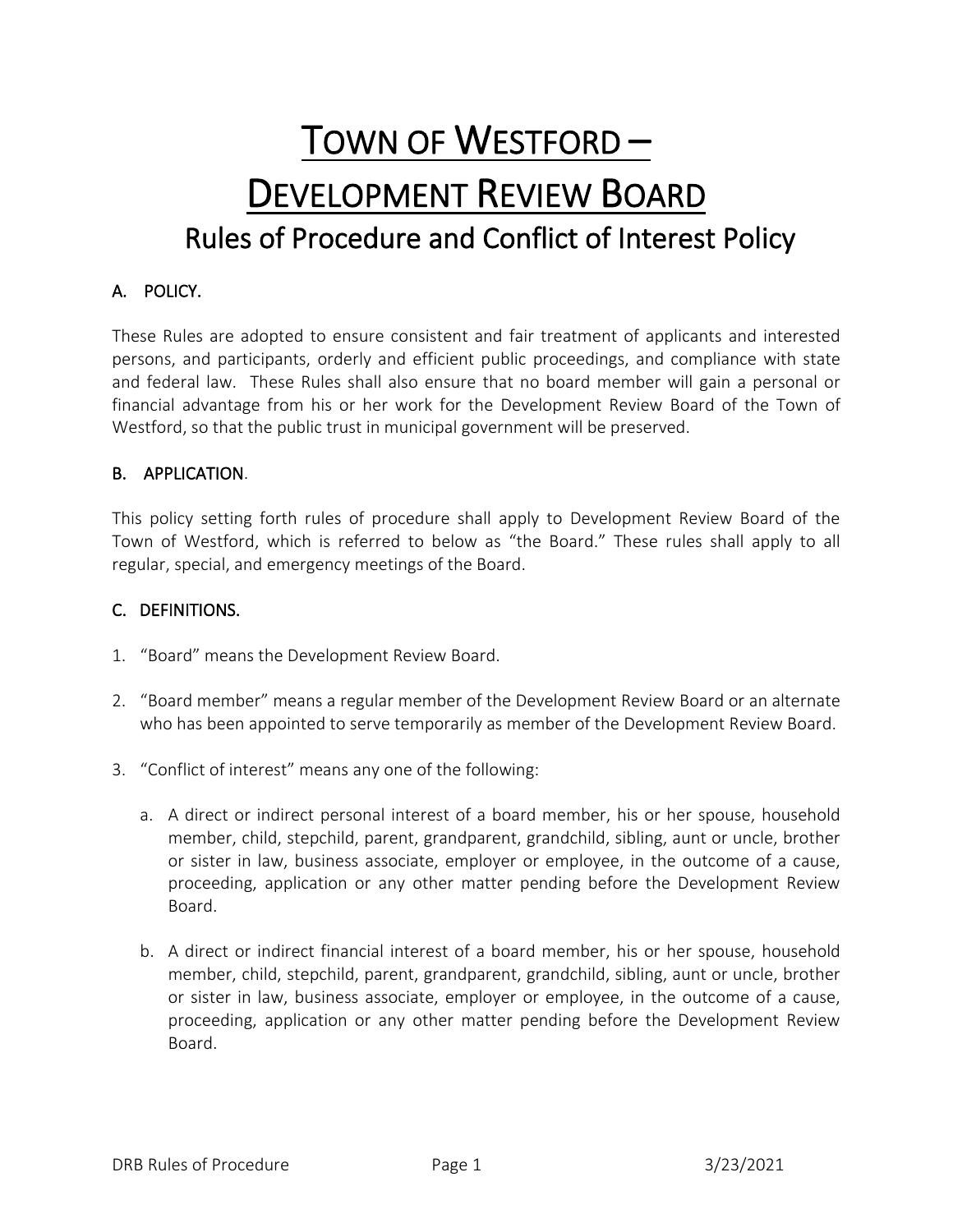# TOWN OF WESTFORD –
# DEVELOPMENT REVIEW BOARD
## Rules of Procedure and Conflict of Interest Policy

### A. POLICY.

These Rules are adopted to ensure consistent and fair treatment of applicants and interested persons, and participants, orderly and efficient public proceedings, and compliance with state and federal law. These Rules shall also ensure that no board member will gain a personal or financial advantage from his or her work for the Development Review Board of the Town of Westford, so that the public trust in municipal government will be preserved.

### B. APPLICATION.

This policy setting forth rules of procedure shall apply to Development Review Board of the Town of Westford, which is referred to below as "the Board." These rules shall apply to all regular, special, and emergency meetings of the Board.

### C. DEFINITIONS.

1. "Board" means the Development Review Board.

2. "Board member" means a regular member of the Development Review Board or an alternate who has been appointed to serve temporarily as member of the Development Review Board.

3. "Conflict of interest" means any one of the following:

   a. A direct or indirect personal interest of a board member, his or her spouse, household member, child, stepchild, parent, grandparent, grandchild, sibling, aunt or uncle, brother or sister in law, business associate, employer or employee, in the outcome of a cause, proceeding, application or any other matter pending before the Development Review Board.

   b. A direct or indirect financial interest of a board member, his or her spouse, household member, child, stepchild, parent, grandparent, grandchild, sibling, aunt or uncle, brother or sister in law, business associate, employer or employee, in the outcome of a cause, proceeding, application or any other matter pending before the Development Review Board.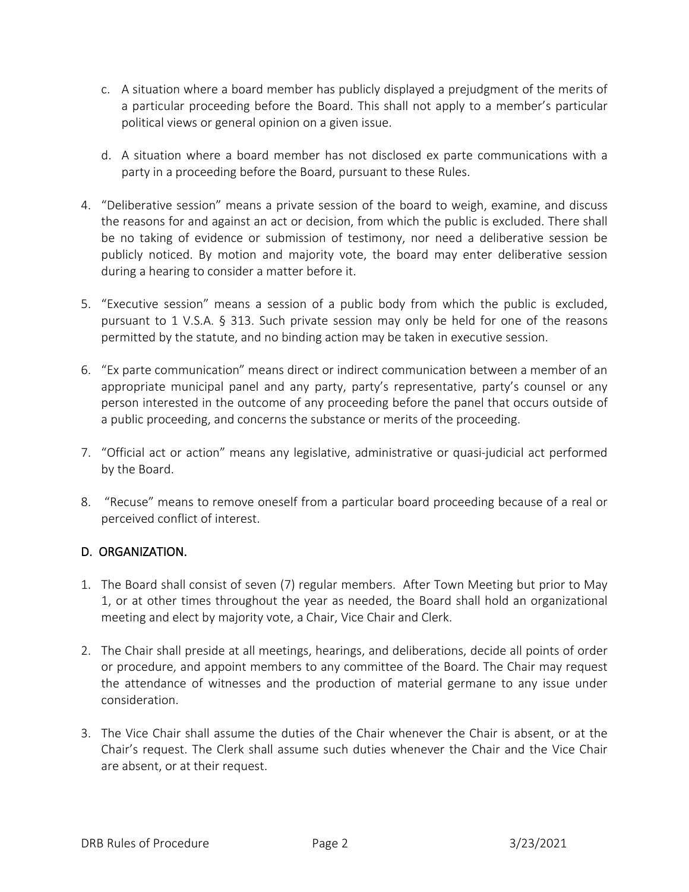c. A situation where a board member has publicly displayed a prejudgment of the merits of a particular proceeding before the Board. This shall not apply to a member's particular political views or general opinion on a given issue.

d. A situation where a board member has not disclosed ex parte communications with a party in a proceeding before the Board, pursuant to these Rules.

4. "Deliberative session" means a private session of the board to weigh, examine, and discuss the reasons for and against an act or decision, from which the public is excluded. There shall be no taking of evidence or submission of testimony, nor need a deliberative session be publicly noticed. By motion and majority vote, the board may enter deliberative session during a hearing to consider a matter before it.

5. "Executive session" means a session of a public body from which the public is excluded, pursuant to 1 V.S.A. § 313. Such private session may only be held for one of the reasons permitted by the statute, and no binding action may be taken in executive session.

6. "Ex parte communication" means direct or indirect communication between a member of an appropriate municipal panel and any party, party's representative, party's counsel or any person interested in the outcome of any proceeding before the panel that occurs outside of a public proceeding, and concerns the substance or merits of the proceeding.

7. "Official act or action" means any legislative, administrative or quasi-judicial act performed by the Board.

8. "Recuse" means to remove oneself from a particular board proceeding because of a real or perceived conflict of interest.

## D. ORGANIZATION.

1. The Board shall consist of seven (7) regular members. After Town Meeting but prior to May 1, or at other times throughout the year as needed, the Board shall hold an organizational meeting and elect by majority vote, a Chair, Vice Chair and Clerk.

2. The Chair shall preside at all meetings, hearings, and deliberations, decide all points of order or procedure, and appoint members to any committee of the Board. The Chair may request the attendance of witnesses and the production of material germane to any issue under consideration.

3. The Vice Chair shall assume the duties of the Chair whenever the Chair is absent, or at the Chair's request. The Clerk shall assume such duties whenever the Chair and the Vice Chair are absent, or at their request.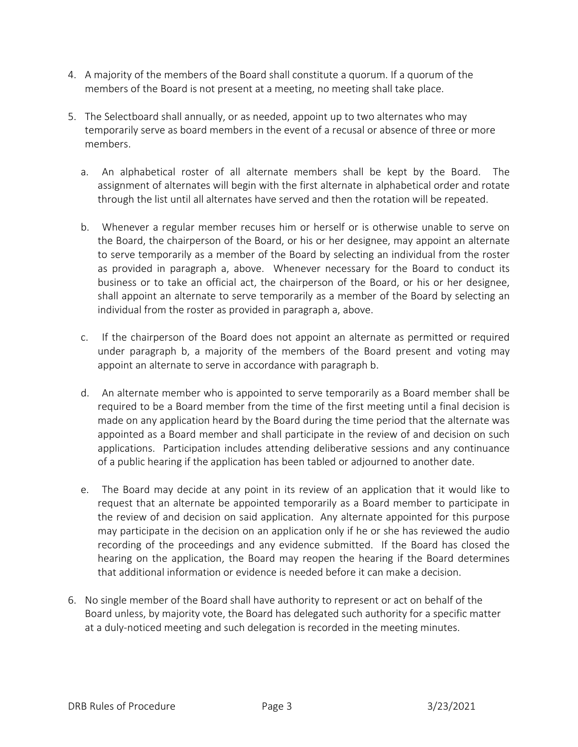4. A majority of the members of the Board shall constitute a quorum. If a quorum of the members of the Board is not present at a meeting, no meeting shall take place.

5. The Selectboard shall annually, or as needed, appoint up to two alternates who may temporarily serve as board members in the event of a recusal or absence of three or more members.

   a. An alphabetical roster of all alternate members shall be kept by the Board. The assignment of alternates will begin with the first alternate in alphabetical order and rotate through the list until all alternates have served and then the rotation will be repeated.

   b. Whenever a regular member recuses him or herself or is otherwise unable to serve on the Board, the chairperson of the Board, or his or her designee, may appoint an alternate to serve temporarily as a member of the Board by selecting an individual from the roster as provided in paragraph a, above. Whenever necessary for the Board to conduct its business or to take an official act, the chairperson of the Board, or his or her designee, shall appoint an alternate to serve temporarily as a member of the Board by selecting an individual from the roster as provided in paragraph a, above.

   c. If the chairperson of the Board does not appoint an alternate as permitted or required under paragraph b, a majority of the members of the Board present and voting may appoint an alternate to serve in accordance with paragraph b.

   d. An alternate member who is appointed to serve temporarily as a Board member shall be required to be a Board member from the time of the first meeting until a final decision is made on any application heard by the Board during the time period that the alternate was appointed as a Board member and shall participate in the review of and decision on such applications. Participation includes attending deliberative sessions and any continuance of a public hearing if the application has been tabled or adjourned to another date.

   e. The Board may decide at any point in its review of an application that it would like to request that an alternate be appointed temporarily as a Board member to participate in the review of and decision on said application. Any alternate appointed for this purpose may participate in the decision on an application only if he or she has reviewed the audio recording of the proceedings and any evidence submitted. If the Board has closed the hearing on the application, the Board may reopen the hearing if the Board determines that additional information or evidence is needed before it can make a decision.

6. No single member of the Board shall have authority to represent or act on behalf of the Board unless, by majority vote, the Board has delegated such authority for a specific matter at a duly-noticed meeting and such delegation is recorded in the meeting minutes.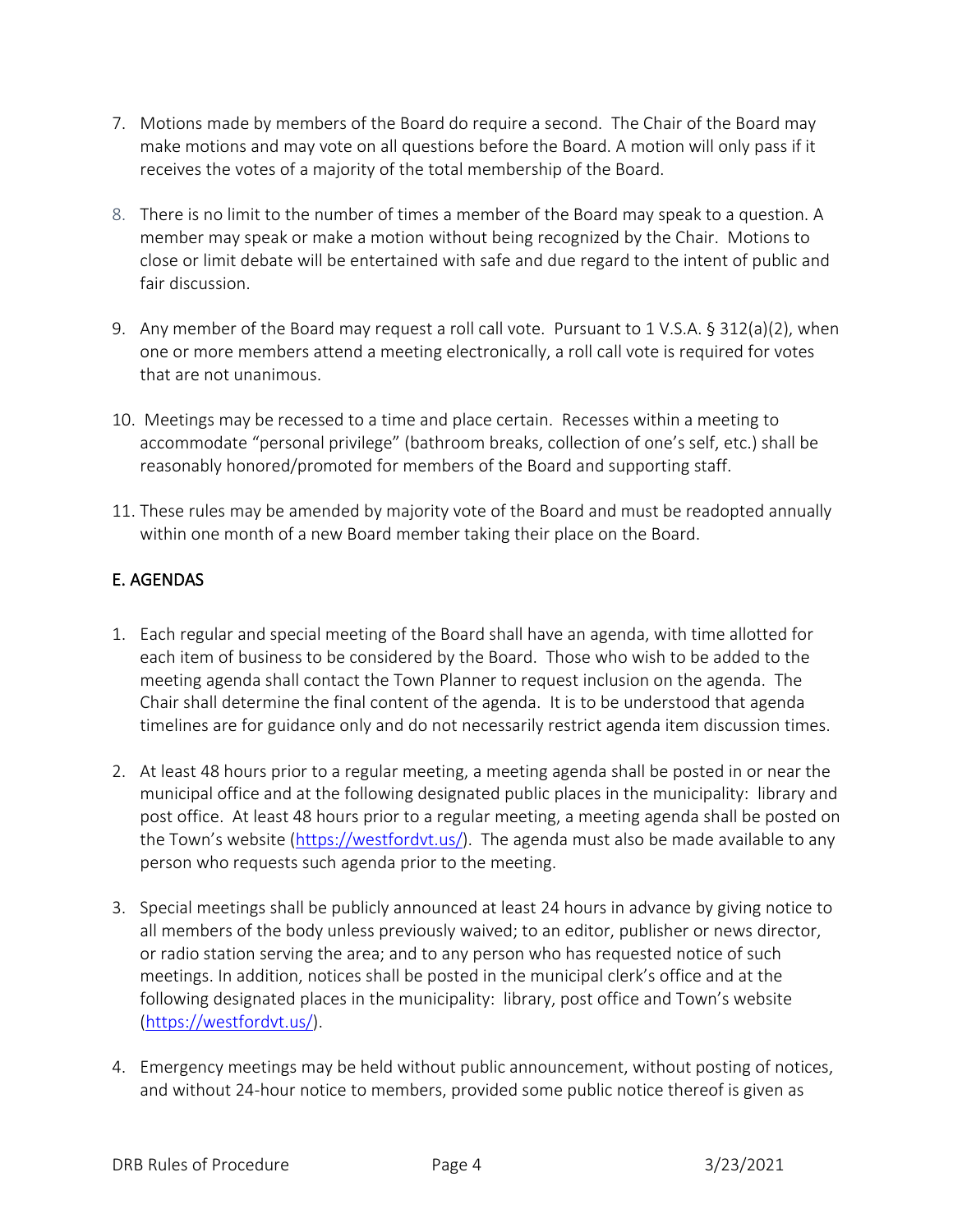7. Motions made by members of the Board do require a second. The Chair of the Board may make motions and may vote on all questions before the Board. A motion will only pass if it receives the votes of a majority of the total membership of the Board.

8. There is no limit to the number of times a member of the Board may speak to a question. A member may speak or make a motion without being recognized by the Chair. Motions to close or limit debate will be entertained with safe and due regard to the intent of public and fair discussion.

9. Any member of the Board may request a roll call vote. Pursuant to 1 V.S.A. § 312(a)(2), when one or more members attend a meeting electronically, a roll call vote is required for votes that are not unanimous.

10. Meetings may be recessed to a time and place certain. Recesses within a meeting to accommodate "personal privilege" (bathroom breaks, collection of one's self, etc.) shall be reasonably honored/promoted for members of the Board and supporting staff.

11. These rules may be amended by majority vote of the Board and must be readopted annually within one month of a new Board member taking their place on the Board.

## E. AGENDAS

1. Each regular and special meeting of the Board shall have an agenda, with time allotted for each item of business to be considered by the Board. Those who wish to be added to the meeting agenda shall contact the Town Planner to request inclusion on the agenda. The Chair shall determine the final content of the agenda. It is to be understood that agenda timelines are for guidance only and do not necessarily restrict agenda item discussion times.

2. At least 48 hours prior to a regular meeting, a meeting agenda shall be posted in or near the municipal office and at the following designated public places in the municipality: library and post office. At least 48 hours prior to a regular meeting, a meeting agenda shall be posted on the Town's website ([https://westfordvt.us/](https://westfordvt.us/)). The agenda must also be made available to any person who requests such agenda prior to the meeting.

3. Special meetings shall be publicly announced at least 24 hours in advance by giving notice to all members of the body unless previously waived; to an editor, publisher or news director, or radio station serving the area; and to any person who has requested notice of such meetings. In addition, notices shall be posted in the municipal clerk's office and at the following designated places in the municipality: library, post office and Town's website ([https://westfordvt.us/](https://westfordvt.us/)).

4. Emergency meetings may be held without public announcement, without posting of notices, and without 24-hour notice to members, provided some public notice thereof is given as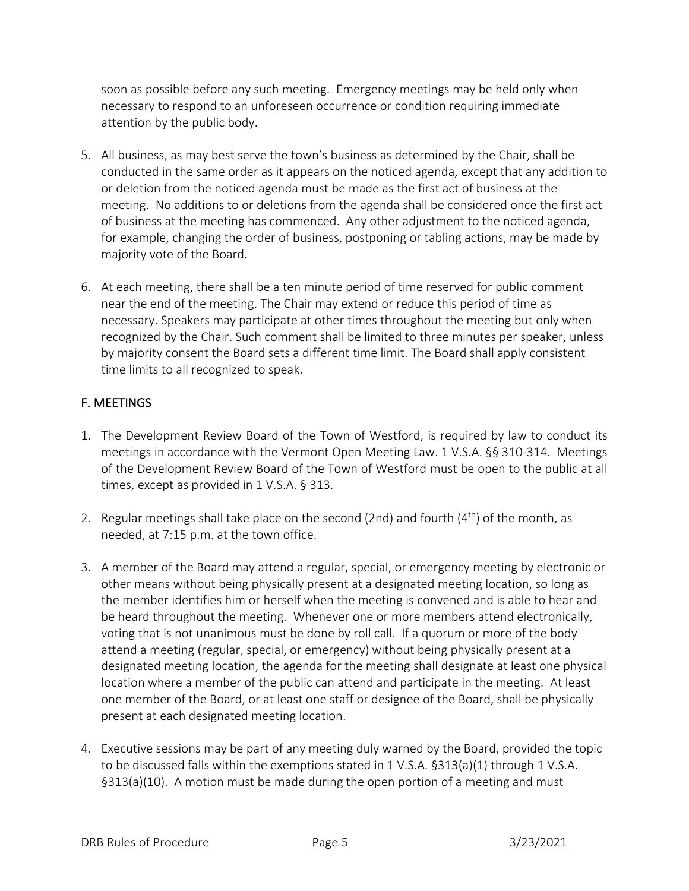soon as possible before any such meeting. Emergency meetings may be held only when necessary to respond to an unforeseen occurrence or condition requiring immediate attention by the public body.

5. All business, as may best serve the town's business as determined by the Chair, shall be conducted in the same order as it appears on the noticed agenda, except that any addition to or deletion from the noticed agenda must be made as the first act of business at the meeting. No additions to or deletions from the agenda shall be considered once the first act of business at the meeting has commenced. Any other adjustment to the noticed agenda, for example, changing the order of business, postponing or tabling actions, may be made by majority vote of the Board.

6. At each meeting, there shall be a ten minute period of time reserved for public comment near the end of the meeting. The Chair may extend or reduce this period of time as necessary. Speakers may participate at other times throughout the meeting but only when recognized by the Chair. Such comment shall be limited to three minutes per speaker, unless by majority consent the Board sets a different time limit. The Board shall apply consistent time limits to all recognized to speak.

## F. MEETINGS

1. The Development Review Board of the Town of Westford, is required by law to conduct its meetings in accordance with the Vermont Open Meeting Law. 1 V.S.A. §§ 310-314. Meetings of the Development Review Board of the Town of Westford must be open to the public at all times, except as provided in 1 V.S.A. § 313.

2. Regular meetings shall take place on the second (2nd) and fourth (4th) of the month, as needed, at 7:15 p.m. at the town office.

3. A member of the Board may attend a regular, special, or emergency meeting by electronic or other means without being physically present at a designated meeting location, so long as the member identifies him or herself when the meeting is convened and is able to hear and be heard throughout the meeting. Whenever one or more members attend electronically, voting that is not unanimous must be done by roll call. If a quorum or more of the body attend a meeting (regular, special, or emergency) without being physically present at a designated meeting location, the agenda for the meeting shall designate at least one physical location where a member of the public can attend and participate in the meeting. At least one member of the Board, or at least one staff or designee of the Board, shall be physically present at each designated meeting location.

4. Executive sessions may be part of any meeting duly warned by the Board, provided the topic to be discussed falls within the exemptions stated in 1 V.S.A. §313(a)(1) through 1 V.S.A. §313(a)(10). A motion must be made during the open portion of a meeting and must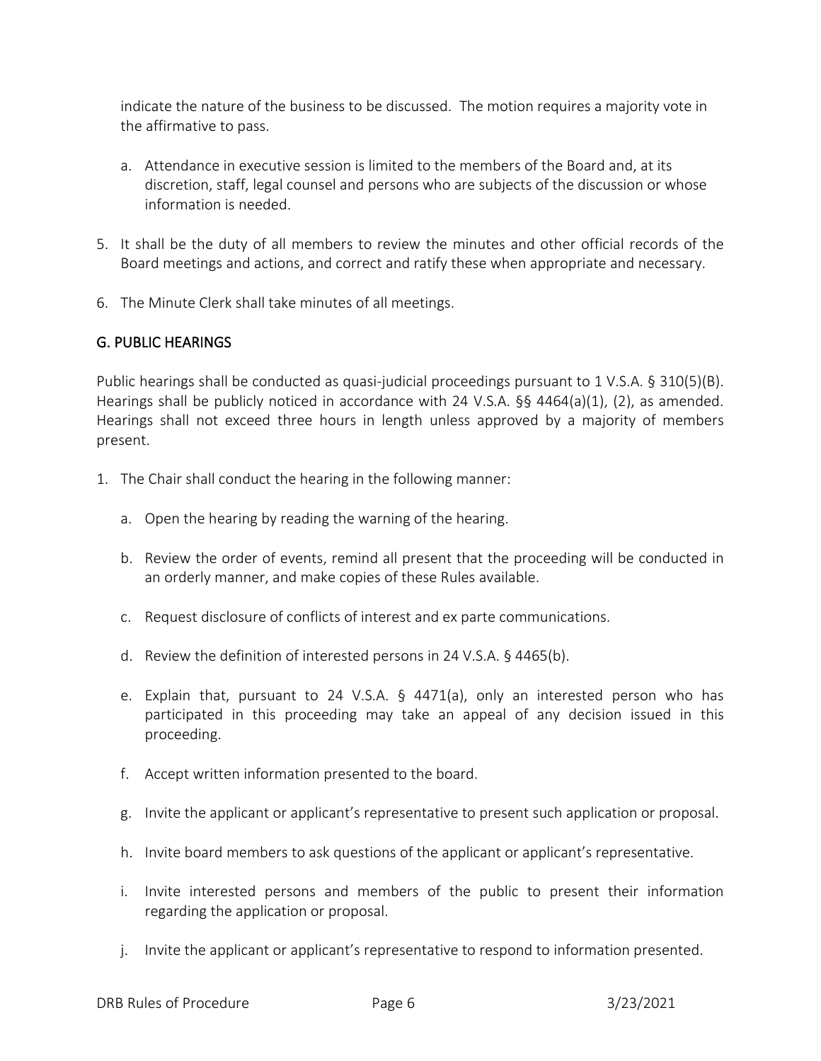indicate the nature of the business to be discussed. The motion requires a majority vote in the affirmative to pass.

  a. Attendance in executive session is limited to the members of the Board and, at its discretion, staff, legal counsel and persons who are subjects of the discussion or whose information is needed.

5. It shall be the duty of all members to review the minutes and other official records of the Board meetings and actions, and correct and ratify these when appropriate and necessary.

6. The Minute Clerk shall take minutes of all meetings.

## G. PUBLIC HEARINGS

Public hearings shall be conducted as quasi-judicial proceedings pursuant to 1 V.S.A. § 310(5)(B). Hearings shall be publicly noticed in accordance with 24 V.S.A. §§ 4464(a)(1), (2), as amended. Hearings shall not exceed three hours in length unless approved by a majority of members present.

1. The Chair shall conduct the hearing in the following manner:

   a. Open the hearing by reading the warning of the hearing.

   b. Review the order of events, remind all present that the proceeding will be conducted in an orderly manner, and make copies of these Rules available.

   c. Request disclosure of conflicts of interest and ex parte communications.

   d. Review the definition of interested persons in 24 V.S.A. § 4465(b).

   e. Explain that, pursuant to 24 V.S.A. § 4471(a), only an interested person who has participated in this proceeding may take an appeal of any decision issued in this proceeding.

   f. Accept written information presented to the board.

   g. Invite the applicant or applicant's representative to present such application or proposal.

   h. Invite board members to ask questions of the applicant or applicant's representative.

   i. Invite interested persons and members of the public to present their information regarding the application or proposal.

   j. Invite the applicant or applicant's representative to respond to information presented.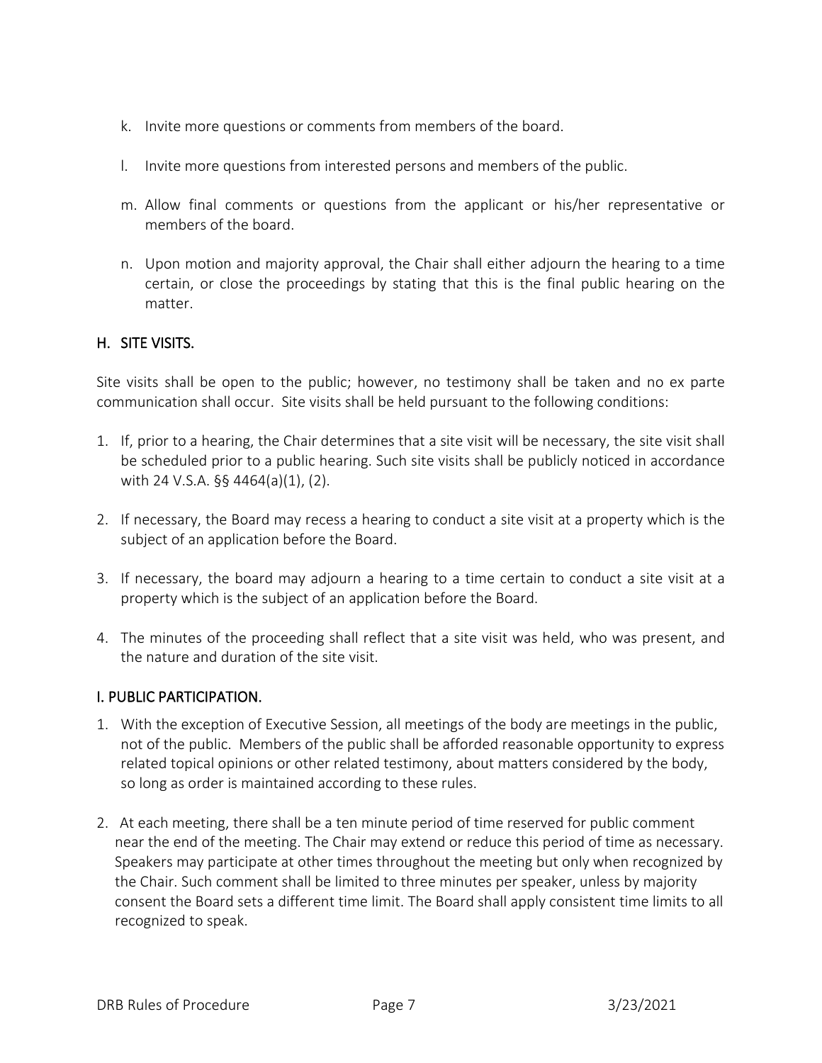k. Invite more questions or comments from members of the board.

l. Invite more questions from interested persons and members of the public.

m. Allow final comments or questions from the applicant or his/her representative or members of the board.

n. Upon motion and majority approval, the Chair shall either adjourn the hearing to a time certain, or close the proceedings by stating that this is the final public hearing on the matter.

## H. SITE VISITS.

Site visits shall be open to the public; however, no testimony shall be taken and no ex parte communication shall occur. Site visits shall be held pursuant to the following conditions:

1. If, prior to a hearing, the Chair determines that a site visit will be necessary, the site visit shall be scheduled prior to a public hearing. Such site visits shall be publicly noticed in accordance with 24 V.S.A. §§ 4464(a)(1), (2).

2. If necessary, the Board may recess a hearing to conduct a site visit at a property which is the subject of an application before the Board.

3. If necessary, the board may adjourn a hearing to a time certain to conduct a site visit at a property which is the subject of an application before the Board.

4. The minutes of the proceeding shall reflect that a site visit was held, who was present, and the nature and duration of the site visit.

## I. PUBLIC PARTICIPATION.

1. With the exception of Executive Session, all meetings of the body are meetings in the public, not of the public. Members of the public shall be afforded reasonable opportunity to express related topical opinions or other related testimony, about matters considered by the body, so long as order is maintained according to these rules.

2. At each meeting, there shall be a ten minute period of time reserved for public comment near the end of the meeting. The Chair may extend or reduce this period of time as necessary. Speakers may participate at other times throughout the meeting but only when recognized by the Chair. Such comment shall be limited to three minutes per speaker, unless by majority consent the Board sets a different time limit. The Board shall apply consistent time limits to all recognized to speak.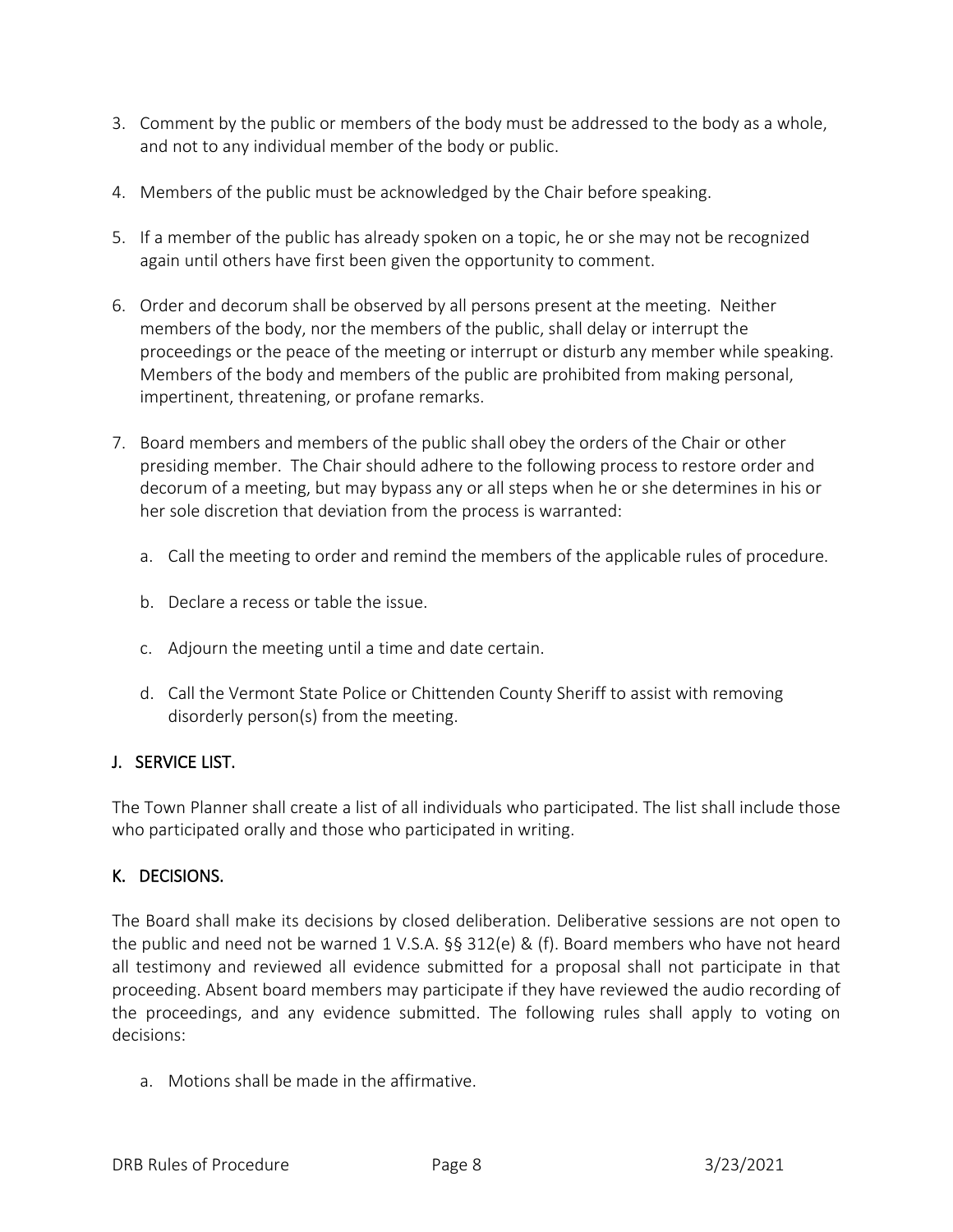3. Comment by the public or members of the body must be addressed to the body as a whole, and not to any individual member of the body or public.

4. Members of the public must be acknowledged by the Chair before speaking.

5. If a member of the public has already spoken on a topic, he or she may not be recognized again until others have first been given the opportunity to comment.

6. Order and decorum shall be observed by all persons present at the meeting. Neither members of the body, nor the members of the public, shall delay or interrupt the proceedings or the peace of the meeting or interrupt or disturb any member while speaking. Members of the body and members of the public are prohibited from making personal, impertinent, threatening, or profane remarks.

7. Board members and members of the public shall obey the orders of the Chair or other presiding member. The Chair should adhere to the following process to restore order and decorum of a meeting, but may bypass any or all steps when he or she determines in his or her sole discretion that deviation from the process is warranted:

   a. Call the meeting to order and remind the members of the applicable rules of procedure.

   b. Declare a recess or table the issue.

   c. Adjourn the meeting until a time and date certain.

   d. Call the Vermont State Police or Chittenden County Sheriff to assist with removing disorderly person(s) from the meeting.

## J. SERVICE LIST.

The Town Planner shall create a list of all individuals who participated. The list shall include those who participated orally and those who participated in writing.

## K. DECISIONS.

The Board shall make its decisions by closed deliberation. Deliberative sessions are not open to the public and need not be warned 1 V.S.A. §§ 312(e) & (f). Board members who have not heard all testimony and reviewed all evidence submitted for a proposal shall not participate in that proceeding. Absent board members may participate if they have reviewed the audio recording of the proceedings, and any evidence submitted. The following rules shall apply to voting on decisions:

a. Motions shall be made in the affirmative.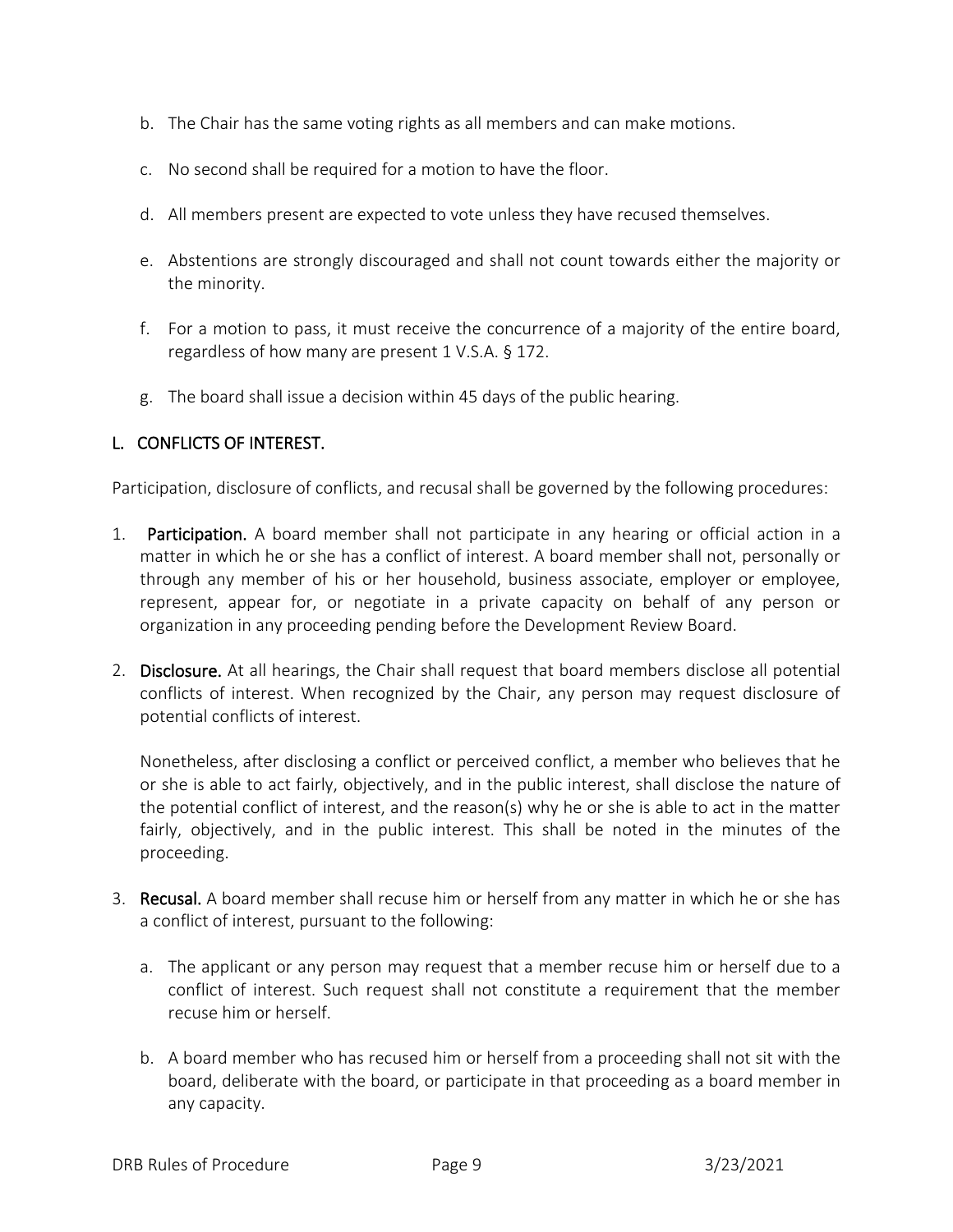b. The Chair has the same voting rights as all members and can make motions.

c. No second shall be required for a motion to have the floor.

d. All members present are expected to vote unless they have recused themselves.

e. Abstentions are strongly discouraged and shall not count towards either the majority or the minority.

f. For a motion to pass, it must receive the concurrence of a majority of the entire board, regardless of how many are present 1 V.S.A. § 172.

g. The board shall issue a decision within 45 days of the public hearing.

## L. CONFLICTS OF INTEREST.

Participation, disclosure of conflicts, and recusal shall be governed by the following procedures:

1. **Participation.** A board member shall not participate in any hearing or official action in a matter in which he or she has a conflict of interest. A board member shall not, personally or through any member of his or her household, business associate, employer or employee, represent, appear for, or negotiate in a private capacity on behalf of any person or organization in any proceeding pending before the Development Review Board.

2. **Disclosure.** At all hearings, the Chair shall request that board members disclose all potential conflicts of interest. When recognized by the Chair, any person may request disclosure of potential conflicts of interest.

   Nonetheless, after disclosing a conflict or perceived conflict, a member who believes that he or she is able to act fairly, objectively, and in the public interest, shall disclose the nature of the potential conflict of interest, and the reason(s) why he or she is able to act in the matter fairly, objectively, and in the public interest. This shall be noted in the minutes of the proceeding.

3. **Recusal.** A board member shall recuse him or herself from any matter in which he or she has a conflict of interest, pursuant to the following:

   a. The applicant or any person may request that a member recuse him or herself due to a conflict of interest. Such request shall not constitute a requirement that the member recuse him or herself.

   b. A board member who has recused him or herself from a proceeding shall not sit with the board, deliberate with the board, or participate in that proceeding as a board member in any capacity.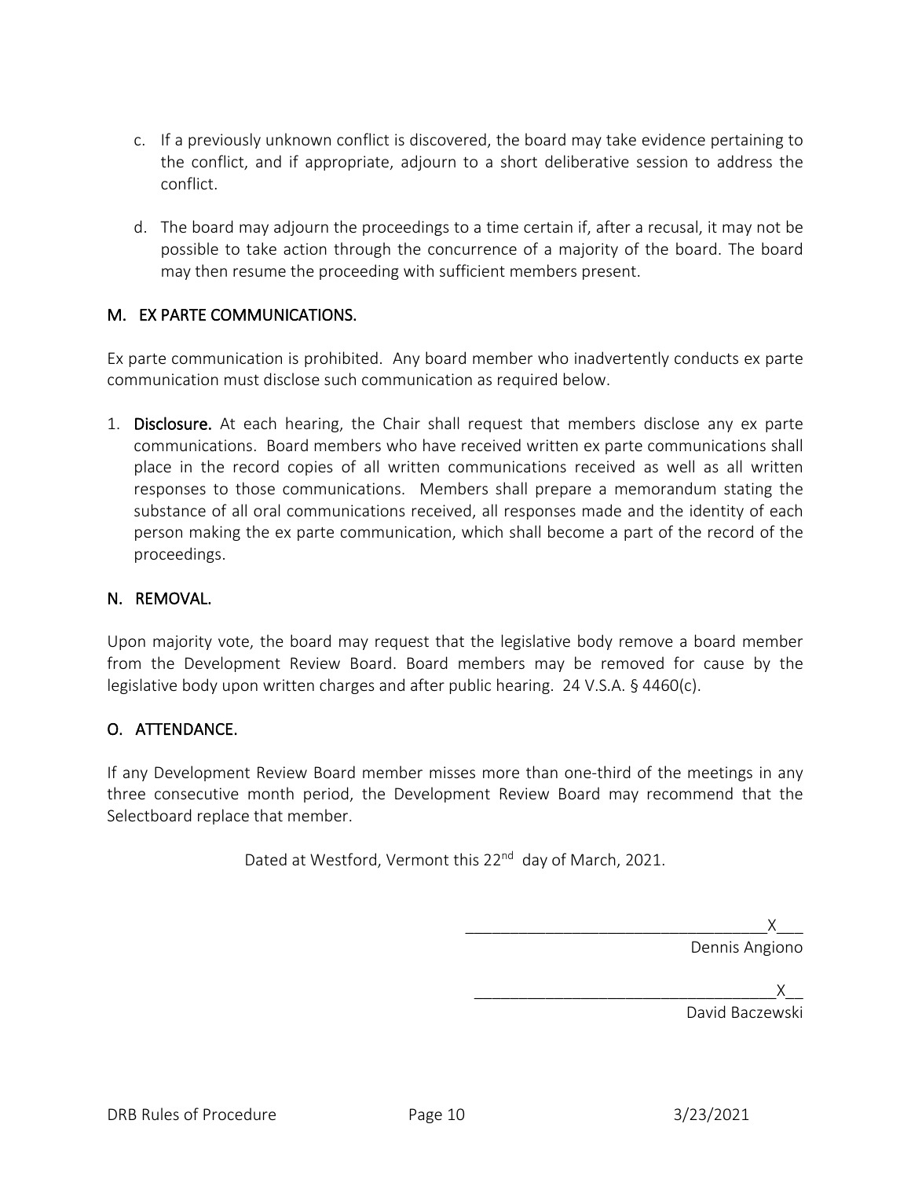c. If a previously unknown conflict is discovered, the board may take evidence pertaining to the conflict, and if appropriate, adjourn to a short deliberative session to address the conflict.

d. The board may adjourn the proceedings to a time certain if, after a recusal, it may not be possible to take action through the concurrence of a majority of the board. The board may then resume the proceeding with sufficient members present.

## M. EX PARTE COMMUNICATIONS.

Ex parte communication is prohibited. Any board member who inadvertently conducts ex parte communication must disclose such communication as required below.

1. **Disclosure.** At each hearing, the Chair shall request that members disclose any ex parte communications. Board members who have received written ex parte communications shall place in the record copies of all written communications received as well as all written responses to those communications. Members shall prepare a memorandum stating the substance of all oral communications received, all responses made and the identity of each person making the ex parte communication, which shall become a part of the record of the proceedings.

## N. REMOVAL.

Upon majority vote, the board may request that the legislative body remove a board member from the Development Review Board. Board members may be removed for cause by the legislative body upon written charges and after public hearing. 24 V.S.A. § 4460(c).

## O. ATTENDANCE.

If any Development Review Board member misses more than one-third of the meetings in any three consecutive month period, the Development Review Board may recommend that the Selectboard replace that member.

Dated at Westford, Vermont this 22nd day of March, 2021.

__________________________________X___
Dennis Angiono

__________________________________X__
David Baczewski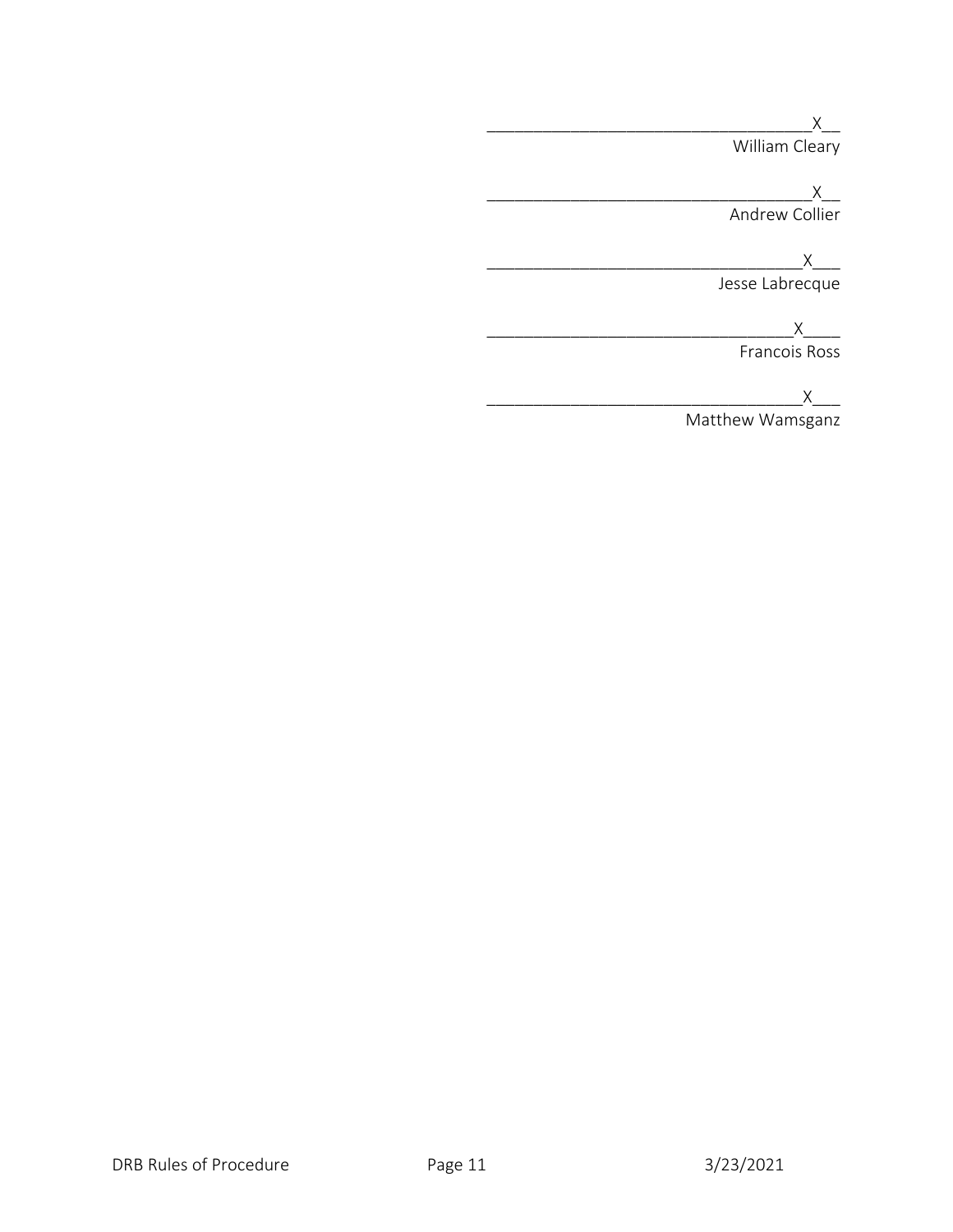\_\_\_\_\_\_\_\_\_\_\_\_\_\_\_\_\_\_\_\_\_\_\_\_\_\_\_\_\_\_\_\_\_\_\_\_X\_\_
William Cleary

\_\_\_\_\_\_\_\_\_\_\_\_\_\_\_\_\_\_\_\_\_\_\_\_\_\_\_\_\_\_\_\_\_\_\_\_X\_\_
Andrew Collier

\_\_\_\_\_\_\_\_\_\_\_\_\_\_\_\_\_\_\_\_\_\_\_\_\_\_\_\_\_\_\_\_\_\_\_X\_\_\_
Jesse Labrecque

\_\_\_\_\_\_\_\_\_\_\_\_\_\_\_\_\_\_\_\_\_\_\_\_\_\_\_\_\_\_\_\_\_\_X\_\_\_\_
Francois Ross

\_\_\_\_\_\_\_\_\_\_\_\_\_\_\_\_\_\_\_\_\_\_\_\_\_\_\_\_\_\_\_\_\_\_\_X\_\_\_
Matthew Wamsganz